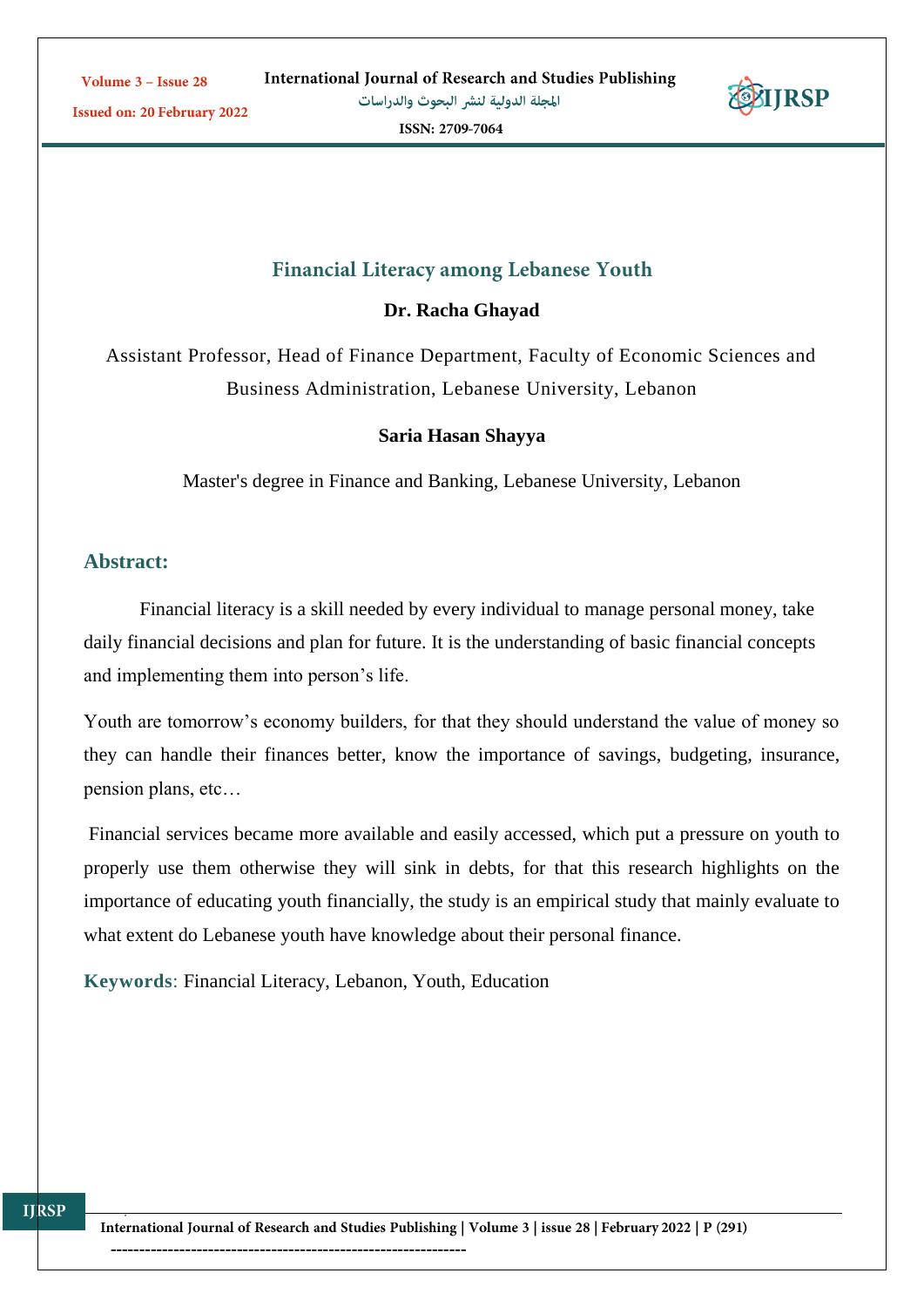# Financial Literacy among Lebanese Youth

**Dr. Racha Ghayad**

Assistant Professor, Head of Finance Department, Faculty of Economic Sciences and Business Administration, Lebanese University, Lebanon

**Saria Hasan Shayya**

Master's degree in Finance and Banking, Lebanese University, Lebanon

## Abstract:

Financial literacy is a skill needed by every individual to manage personal money, take daily financial decisions and plan for future. It is the understanding of basic financial concepts and implementing them into person's life.

Youth are tomorrow's economy builders, for that they should understand the value of money so they can handle their finances better, know the importance of savings, budgeting, insurance, pension plans, etc…

Financial services became more available and easily accessed, which put a pressure on youth to properly use them otherwise they will sink in debts, for that this research highlights on the importance of educating youth financially, the study is an empirical study that mainly evaluate to what extent do Lebanese youth have knowledge about their personal finance.

**Keywords**: Financial Literacy, Lebanon, Youth, Education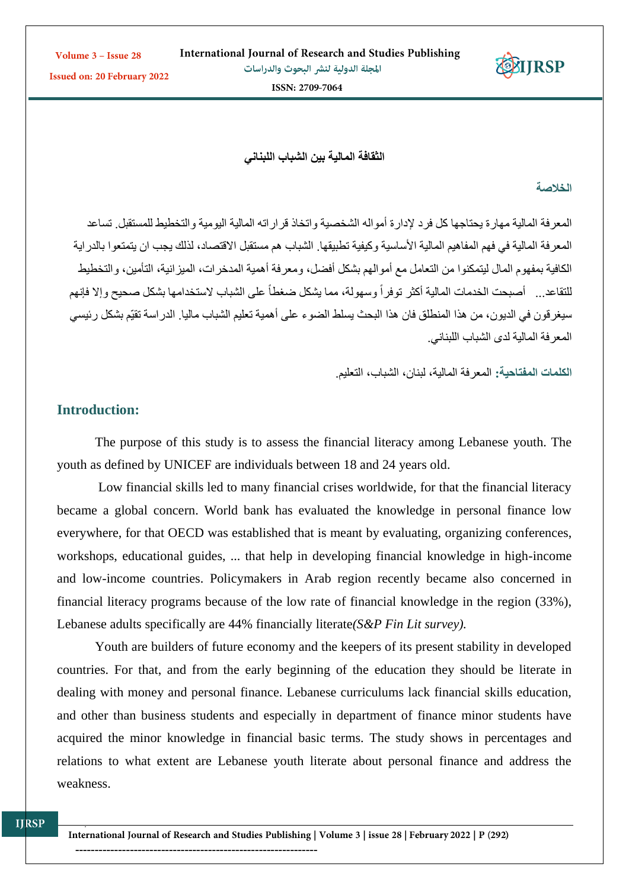# الثقافة المالية بين الشباب اللبناني

## الخلاصة

المعرفة المالية مهارة يحتاجها كل فرد لإدارة أمواله الشخصية واتخاذ قراراته المالية اليومية والتخطيط للمستقبل. تساعد المعرفة المالية في فهم المفاهيم المالية الأساسية وكيفية تطبيقها. الشباب هم مستقبل الاقتصاد، لذلك يجب ان يتمتعوا بالدراية الكافية بمفهوم المال ليتمكنوا من التعامل مع أموالهم بشكل أفضل، ومعرفة أهمية المدخرات، الميزانية، التأمين، والتخطيط للتقاعد... أصبحت الخدمات المالية أكثر توفراً وسهولة، مما يشكل ضغطاً على الشباب لاستخدامها بشكل صحيح وإلا فإنهم سيغرقون في الديون، من هذا المنطلق فان هذا البحث يسلط الضوء على أهمية تعليم الشباب ماليا. الدراسة تقيّم بشكل رئيسي المعرفة المالية لدى الشباب اللبناني.

**الكلمات المفتاحية:** المعرفة المالية، لبنان، الشباب، التعليم.

## Introduction:

The purpose of this study is to assess the financial literacy among Lebanese youth. The youth as defined by UNICEF are individuals between 18 and 24 years old.

Low financial skills led to many financial crises worldwide, for that the financial literacy became a global concern. World bank has evaluated the knowledge in personal finance low everywhere, for that OECD was established that is meant by evaluating, organizing conferences, workshops, educational guides, ... that help in developing financial knowledge in high-income and low-income countries. Policymakers in Arab region recently became also concerned in financial literacy programs because of the low rate of financial knowledge in the region (33%), Lebanese adults specifically are 44% financially literate*(S&P Fin Lit survey).*

Youth are builders of future economy and the keepers of its present stability in developed countries. For that, and from the early beginning of the education they should be literate in dealing with money and personal finance. Lebanese curriculums lack financial skills education, and other than business students and especially in department of finance minor students have acquired the minor knowledge in financial basic terms. The study shows in percentages and relations to what extent are Lebanese youth literate about personal finance and address the weakness.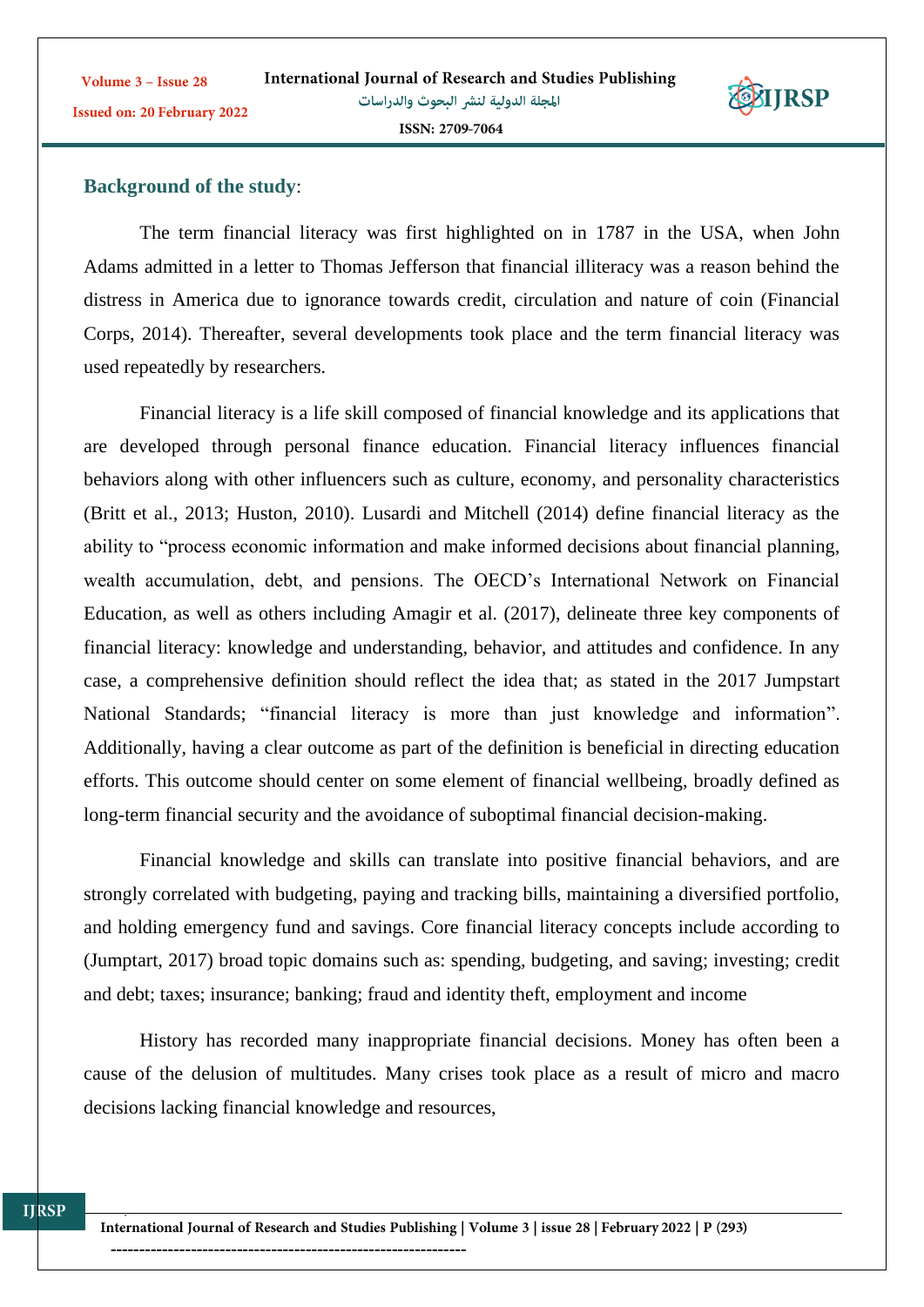## Background of the study:

The term financial literacy was first highlighted on in 1787 in the USA, when John Adams admitted in a letter to Thomas Jefferson that financial illiteracy was a reason behind the distress in America due to ignorance towards credit, circulation and nature of coin (Financial Corps, 2014). Thereafter, several developments took place and the term financial literacy was used repeatedly by researchers.

Financial literacy is a life skill composed of financial knowledge and its applications that are developed through personal finance education. Financial literacy influences financial behaviors along with other influencers such as culture, economy, and personality characteristics (Britt et al., 2013; Huston, 2010). Lusardi and Mitchell (2014) define financial literacy as the ability to "process economic information and make informed decisions about financial planning, wealth accumulation, debt, and pensions. The OECD's International Network on Financial Education, as well as others including Amagir et al. (2017), delineate three key components of financial literacy: knowledge and understanding, behavior, and attitudes and confidence. In any case, a comprehensive definition should reflect the idea that; as stated in the 2017 Jumpstart National Standards; "financial literacy is more than just knowledge and information". Additionally, having a clear outcome as part of the definition is beneficial in directing education efforts. This outcome should center on some element of financial wellbeing, broadly defined as long-term financial security and the avoidance of suboptimal financial decision-making.

Financial knowledge and skills can translate into positive financial behaviors, and are strongly correlated with budgeting, paying and tracking bills, maintaining a diversified portfolio, and holding emergency fund and savings. Core financial literacy concepts include according to (Jumptart, 2017) broad topic domains such as: spending, budgeting, and saving; investing; credit and debt; taxes; insurance; banking; fraud and identity theft, employment and income

History has recorded many inappropriate financial decisions. Money has often been a cause of the delusion of multitudes. Many crises took place as a result of micro and macro decisions lacking financial knowledge and resources,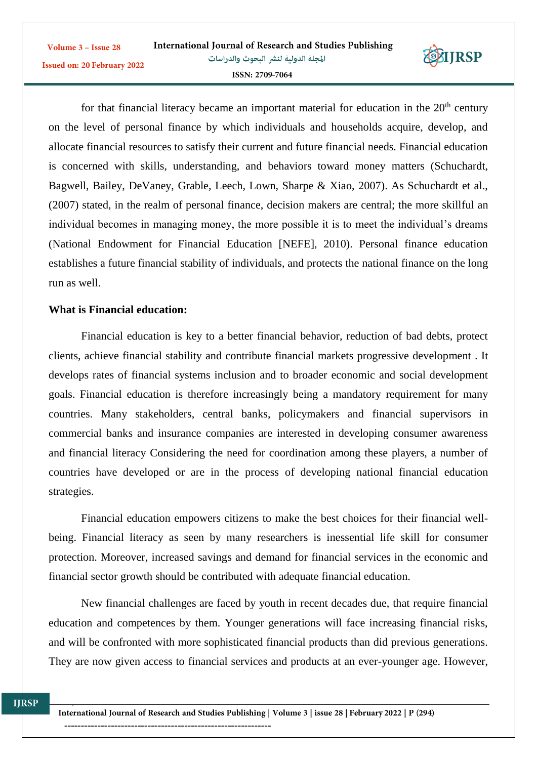for that financial literacy became an important material for education in the 20th century on the level of personal finance by which individuals and households acquire, develop, and allocate financial resources to satisfy their current and future financial needs. Financial education is concerned with skills, understanding, and behaviors toward money matters (Schuchardt, Bagwell, Bailey, DeVaney, Grable, Leech, Lown, Sharpe & Xiao, 2007). As Schuchardt et al., (2007) stated, in the realm of personal finance, decision makers are central; the more skillful an individual becomes in managing money, the more possible it is to meet the individual's dreams (National Endowment for Financial Education [NEFE], 2010). Personal finance education establishes a future financial stability of individuals, and protects the national finance on the long run as well.

**What is Financial education:**

Financial education is key to a better financial behavior, reduction of bad debts, protect clients, achieve financial stability and contribute financial markets progressive development . It develops rates of financial systems inclusion and to broader economic and social development goals. Financial education is therefore increasingly being a mandatory requirement for many countries. Many stakeholders, central banks, policymakers and financial supervisors in commercial banks and insurance companies are interested in developing consumer awareness and financial literacy Considering the need for coordination among these players, a number of countries have developed or are in the process of developing national financial education strategies.

Financial education empowers citizens to make the best choices for their financial well-being. Financial literacy as seen by many researchers is inessential life skill for consumer protection. Moreover, increased savings and demand for financial services in the economic and financial sector growth should be contributed with adequate financial education.

New financial challenges are faced by youth in recent decades due, that require financial education and competences by them. Younger generations will face increasing financial risks, and will be confronted with more sophisticated financial products than did previous generations. They are now given access to financial services and products at an ever-younger age. However,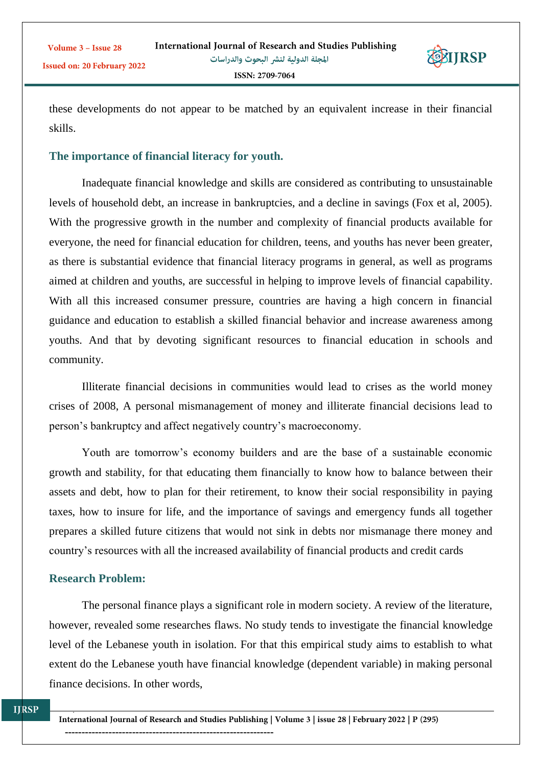these developments do not appear to be matched by an equivalent increase in their financial skills.

## The importance of financial literacy for youth.

Inadequate financial knowledge and skills are considered as contributing to unsustainable levels of household debt, an increase in bankruptcies, and a decline in savings (Fox et al, 2005). With the progressive growth in the number and complexity of financial products available for everyone, the need for financial education for children, teens, and youths has never been greater, as there is substantial evidence that financial literacy programs in general, as well as programs aimed at children and youths, are successful in helping to improve levels of financial capability. With all this increased consumer pressure, countries are having a high concern in financial guidance and education to establish a skilled financial behavior and increase awareness among youths. And that by devoting significant resources to financial education in schools and community.

Illiterate financial decisions in communities would lead to crises as the world money crises of 2008, A personal mismanagement of money and illiterate financial decisions lead to person's bankruptcy and affect negatively country's macroeconomy.

Youth are tomorrow's economy builders and are the base of a sustainable economic growth and stability, for that educating them financially to know how to balance between their assets and debt, how to plan for their retirement, to know their social responsibility in paying taxes, how to insure for life, and the importance of savings and emergency funds all together prepares a skilled future citizens that would not sink in debts nor mismanage there money and country's resources with all the increased availability of financial products and credit cards

## Research Problem:

The personal finance plays a significant role in modern society. A review of the literature, however, revealed some researches flaws. No study tends to investigate the financial knowledge level of the Lebanese youth in isolation. For that this empirical study aims to establish to what extent do the Lebanese youth have financial knowledge (dependent variable) in making personal finance decisions. In other words,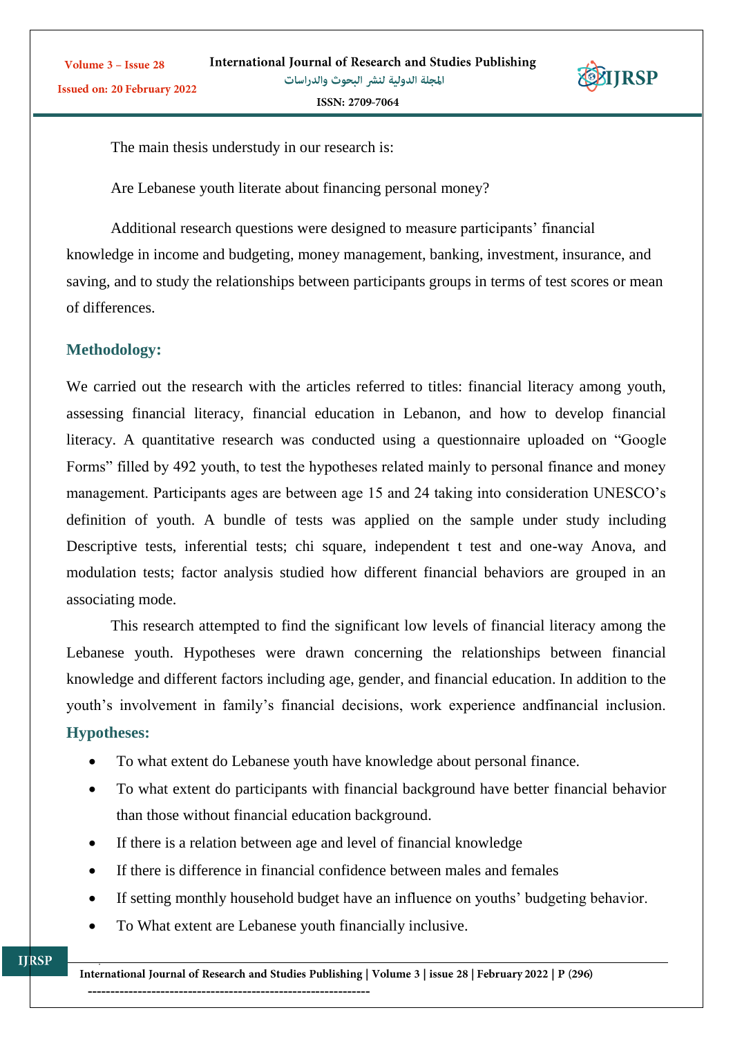The main thesis understudy in our research is:

Are Lebanese youth literate about financing personal money?

Additional research questions were designed to measure participants' financial knowledge in income and budgeting, money management, banking, investment, insurance, and saving, and to study the relationships between participants groups in terms of test scores or mean of differences.

## Methodology:

We carried out the research with the articles referred to titles: financial literacy among youth, assessing financial literacy, financial education in Lebanon, and how to develop financial literacy. A quantitative research was conducted using a questionnaire uploaded on "Google Forms" filled by 492 youth, to test the hypotheses related mainly to personal finance and money management. Participants ages are between age 15 and 24 taking into consideration UNESCO's definition of youth. A bundle of tests was applied on the sample under study including Descriptive tests, inferential tests; chi square, independent t test and one-way Anova, and modulation tests; factor analysis studied how different financial behaviors are grouped in an associating mode.

This research attempted to find the significant low levels of financial literacy among the Lebanese youth. Hypotheses were drawn concerning the relationships between financial knowledge and different factors including age, gender, and financial education. In addition to the youth's involvement in family's financial decisions, work experience andfinancial inclusion.

## Hypotheses:

- To what extent do Lebanese youth have knowledge about personal finance.
- To what extent do participants with financial background have better financial behavior than those without financial education background.
- If there is a relation between age and level of financial knowledge
- If there is difference in financial confidence between males and females
- If setting monthly household budget have an influence on youths' budgeting behavior.
- To What extent are Lebanese youth financially inclusive.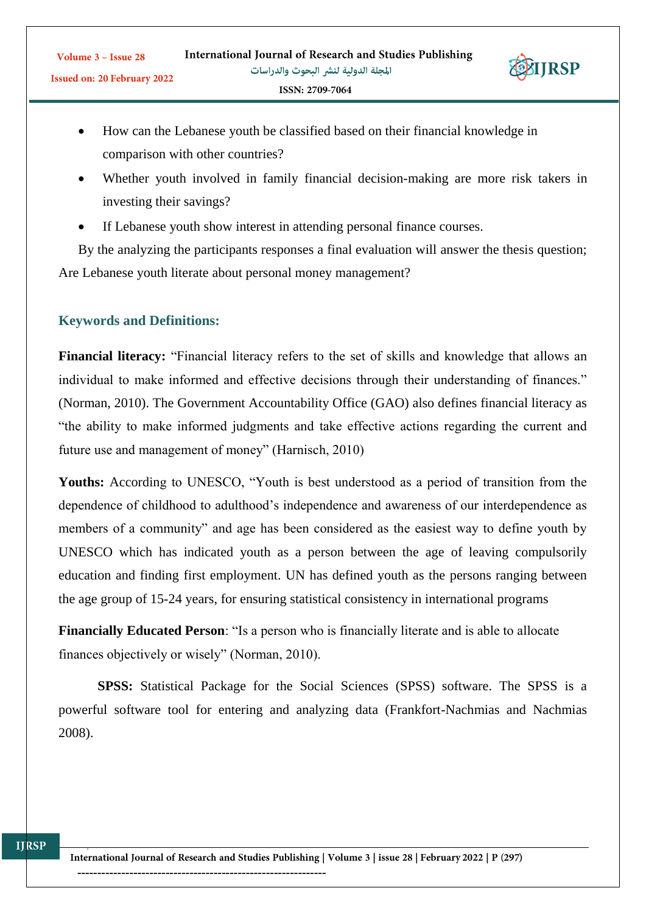- How can the Lebanese youth be classified based on their financial knowledge in comparison with other countries?
- Whether youth involved in family financial decision-making are more risk takers in investing their savings?
- If Lebanese youth show interest in attending personal finance courses.

By the analyzing the participants responses a final evaluation will answer the thesis question; Are Lebanese youth literate about personal money management?

### Keywords and Definitions:

**Financial literacy:** "Financial literacy refers to the set of skills and knowledge that allows an individual to make informed and effective decisions through their understanding of finances." (Norman, 2010). The Government Accountability Office (GAO) also defines financial literacy as "the ability to make informed judgments and take effective actions regarding the current and future use and management of money" (Harnisch, 2010)

**Youths:** According to UNESCO, "Youth is best understood as a period of transition from the dependence of childhood to adulthood's independence and awareness of our interdependence as members of a community" and age has been considered as the easiest way to define youth by UNESCO which has indicated youth as a person between the age of leaving compulsorily education and finding first employment. UN has defined youth as the persons ranging between the age group of 15-24 years, for ensuring statistical consistency in international programs

**Financially Educated Person**: "Is a person who is financially literate and is able to allocate finances objectively or wisely" (Norman, 2010).

**SPSS:** Statistical Package for the Social Sciences (SPSS) software. The SPSS is a powerful software tool for entering and analyzing data (Frankfort-Nachmias and Nachmias 2008).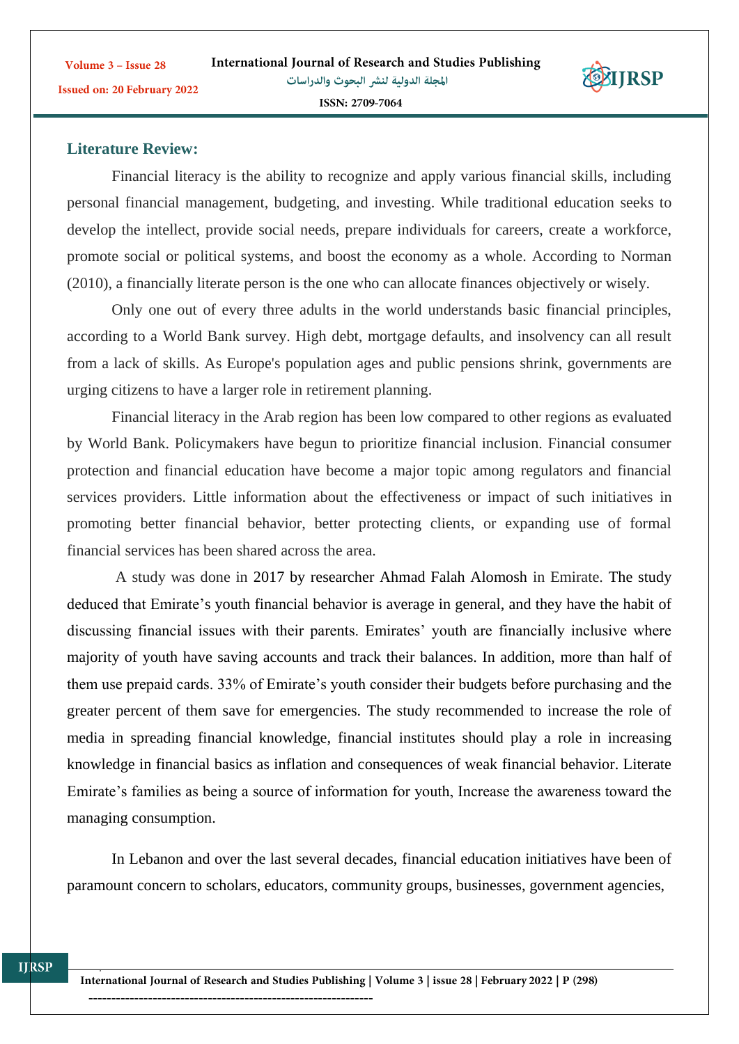## Literature Review:

Financial literacy is the ability to recognize and apply various financial skills, including personal financial management, budgeting, and investing. While traditional education seeks to develop the intellect, provide social needs, prepare individuals for careers, create a workforce, promote social or political systems, and boost the economy as a whole. According to Norman (2010), a financially literate person is the one who can allocate finances objectively or wisely.

Only one out of every three adults in the world understands basic financial principles, according to a World Bank survey. High debt, mortgage defaults, and insolvency can all result from a lack of skills. As Europe's population ages and public pensions shrink, governments are urging citizens to have a larger role in retirement planning.

Financial literacy in the Arab region has been low compared to other regions as evaluated by World Bank. Policymakers have begun to prioritize financial inclusion. Financial consumer protection and financial education have become a major topic among regulators and financial services providers. Little information about the effectiveness or impact of such initiatives in promoting better financial behavior, better protecting clients, or expanding use of formal financial services has been shared across the area.

A study was done in 2017 by researcher Ahmad Falah Alomosh in Emirate. The study deduced that Emirate's youth financial behavior is average in general, and they have the habit of discussing financial issues with their parents. Emirates' youth are financially inclusive where majority of youth have saving accounts and track their balances. In addition, more than half of them use prepaid cards. 33% of Emirate's youth consider their budgets before purchasing and the greater percent of them save for emergencies. The study recommended to increase the role of media in spreading financial knowledge, financial institutes should play a role in increasing knowledge in financial basics as inflation and consequences of weak financial behavior. Literate Emirate's families as being a source of information for youth, Increase the awareness toward the managing consumption.

In Lebanon and over the last several decades, financial education initiatives have been of paramount concern to scholars, educators, community groups, businesses, government agencies,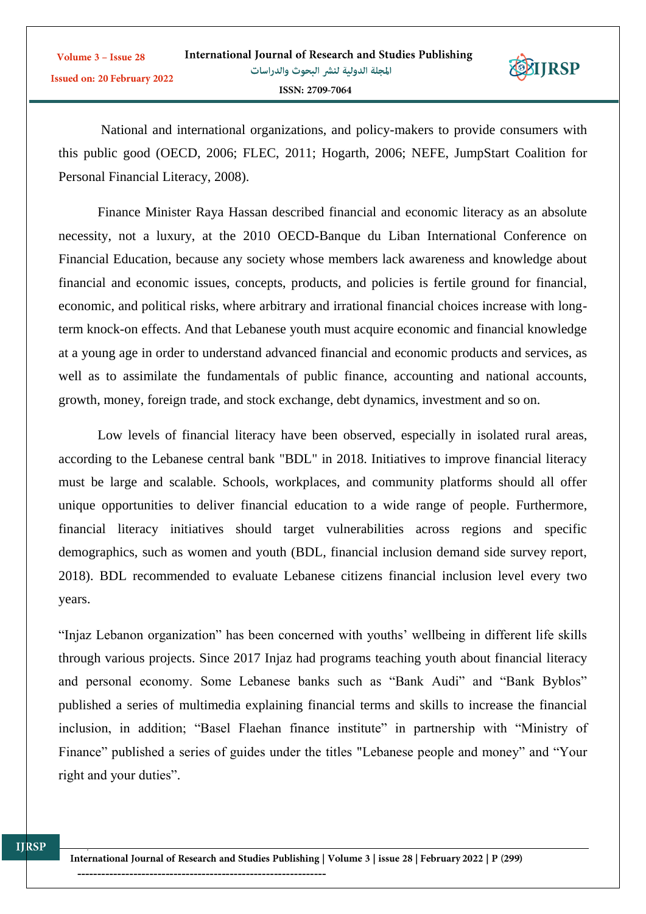National and international organizations, and policy-makers to provide consumers with this public good (OECD, 2006; FLEC, 2011; Hogarth, 2006; NEFE, JumpStart Coalition for Personal Financial Literacy, 2008).

Finance Minister Raya Hassan described financial and economic literacy as an absolute necessity, not a luxury, at the 2010 OECD-Banque du Liban International Conference on Financial Education, because any society whose members lack awareness and knowledge about financial and economic issues, concepts, products, and policies is fertile ground for financial, economic, and political risks, where arbitrary and irrational financial choices increase with long-term knock-on effects. And that Lebanese youth must acquire economic and financial knowledge at a young age in order to understand advanced financial and economic products and services, as well as to assimilate the fundamentals of public finance, accounting and national accounts, growth, money, foreign trade, and stock exchange, debt dynamics, investment and so on.

Low levels of financial literacy have been observed, especially in isolated rural areas, according to the Lebanese central bank "BDL" in 2018. Initiatives to improve financial literacy must be large and scalable. Schools, workplaces, and community platforms should all offer unique opportunities to deliver financial education to a wide range of people. Furthermore, financial literacy initiatives should target vulnerabilities across regions and specific demographics, such as women and youth (BDL, financial inclusion demand side survey report, 2018). BDL recommended to evaluate Lebanese citizens financial inclusion level every two years.

“Injaz Lebanon organization” has been concerned with youths’ wellbeing in different life skills through various projects. Since 2017 Injaz had programs teaching youth about financial literacy and personal economy. Some Lebanese banks such as “Bank Audi” and “Bank Byblos” published a series of multimedia explaining financial terms and skills to increase the financial inclusion, in addition; “Basel Flaehan finance institute” in partnership with “Ministry of Finance” published a series of guides under the titles "Lebanese people and money” and “Your right and your duties”.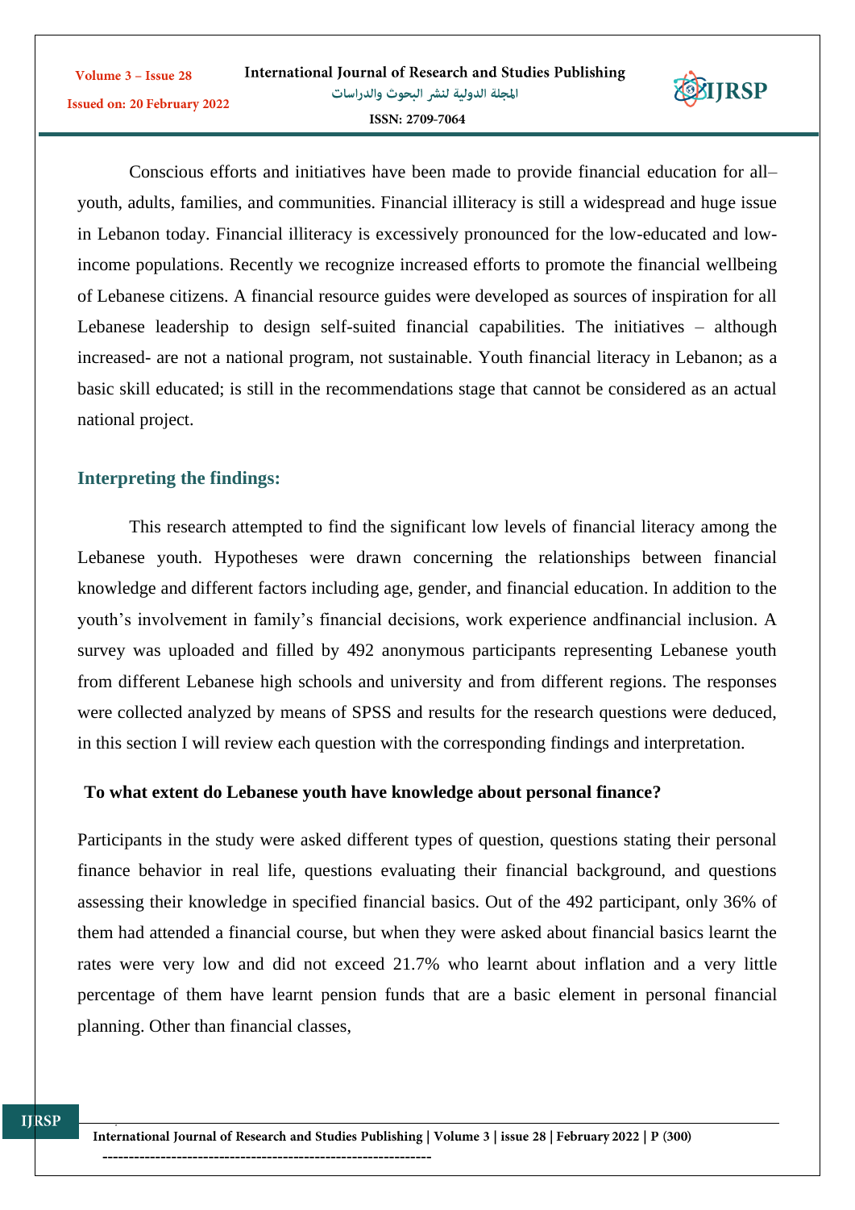Conscious efforts and initiatives have been made to provide financial education for all– youth, adults, families, and communities. Financial illiteracy is still a widespread and huge issue in Lebanon today. Financial illiteracy is excessively pronounced for the low-educated and low-income populations. Recently we recognize increased efforts to promote the financial wellbeing of Lebanese citizens. A financial resource guides were developed as sources of inspiration for all Lebanese leadership to design self-suited financial capabilities. The initiatives – although increased- are not a national program, not sustainable. Youth financial literacy in Lebanon; as a basic skill educated; is still in the recommendations stage that cannot be considered as an actual national project.

## Interpreting the findings:

This research attempted to find the significant low levels of financial literacy among the Lebanese youth. Hypotheses were drawn concerning the relationships between financial knowledge and different factors including age, gender, and financial education. In addition to the youth's involvement in family's financial decisions, work experience andfinancial inclusion. A survey was uploaded and filled by 492 anonymous participants representing Lebanese youth from different Lebanese high schools and university and from different regions. The responses were collected analyzed by means of SPSS and results for the research questions were deduced, in this section I will review each question with the corresponding findings and interpretation.

### To what extent do Lebanese youth have knowledge about personal finance?

Participants in the study were asked different types of question, questions stating their personal finance behavior in real life, questions evaluating their financial background, and questions assessing their knowledge in specified financial basics. Out of the 492 participant, only 36% of them had attended a financial course, but when they were asked about financial basics learnt the rates were very low and did not exceed 21.7% who learnt about inflation and a very little percentage of them have learnt pension funds that are a basic element in personal financial planning. Other than financial classes,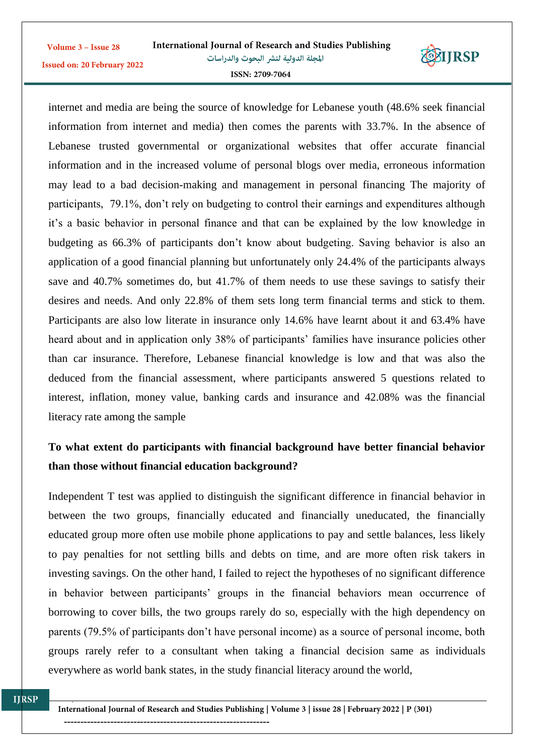internet and media are being the source of knowledge for Lebanese youth (48.6% seek financial information from internet and media) then comes the parents with 33.7%. In the absence of Lebanese trusted governmental or organizational websites that offer accurate financial information and in the increased volume of personal blogs over media, erroneous information may lead to a bad decision-making and management in personal financing The majority of participants, 79.1%, don't rely on budgeting to control their earnings and expenditures although it's a basic behavior in personal finance and that can be explained by the low knowledge in budgeting as 66.3% of participants don't know about budgeting. Saving behavior is also an application of a good financial planning but unfortunately only 24.4% of the participants always save and 40.7% sometimes do, but 41.7% of them needs to use these savings to satisfy their desires and needs. And only 22.8% of them sets long term financial terms and stick to them. Participants are also low literate in insurance only 14.6% have learnt about it and 63.4% have heard about and in application only 38% of participants' families have insurance policies other than car insurance. Therefore, Lebanese financial knowledge is low and that was also the deduced from the financial assessment, where participants answered 5 questions related to interest, inflation, money value, banking cards and insurance and 42.08% was the financial literacy rate among the sample

**To what extent do participants with financial background have better financial behavior than those without financial education background?**

Independent T test was applied to distinguish the significant difference in financial behavior in between the two groups, financially educated and financially uneducated, the financially educated group more often use mobile phone applications to pay and settle balances, less likely to pay penalties for not settling bills and debts on time, and are more often risk takers in investing savings. On the other hand, I failed to reject the hypotheses of no significant difference in behavior between participants' groups in the financial behaviors mean occurrence of borrowing to cover bills, the two groups rarely do so, especially with the high dependency on parents (79.5% of participants don't have personal income) as a source of personal income, both groups rarely refer to a consultant when taking a financial decision same as individuals everywhere as world bank states, in the study financial literacy around the world,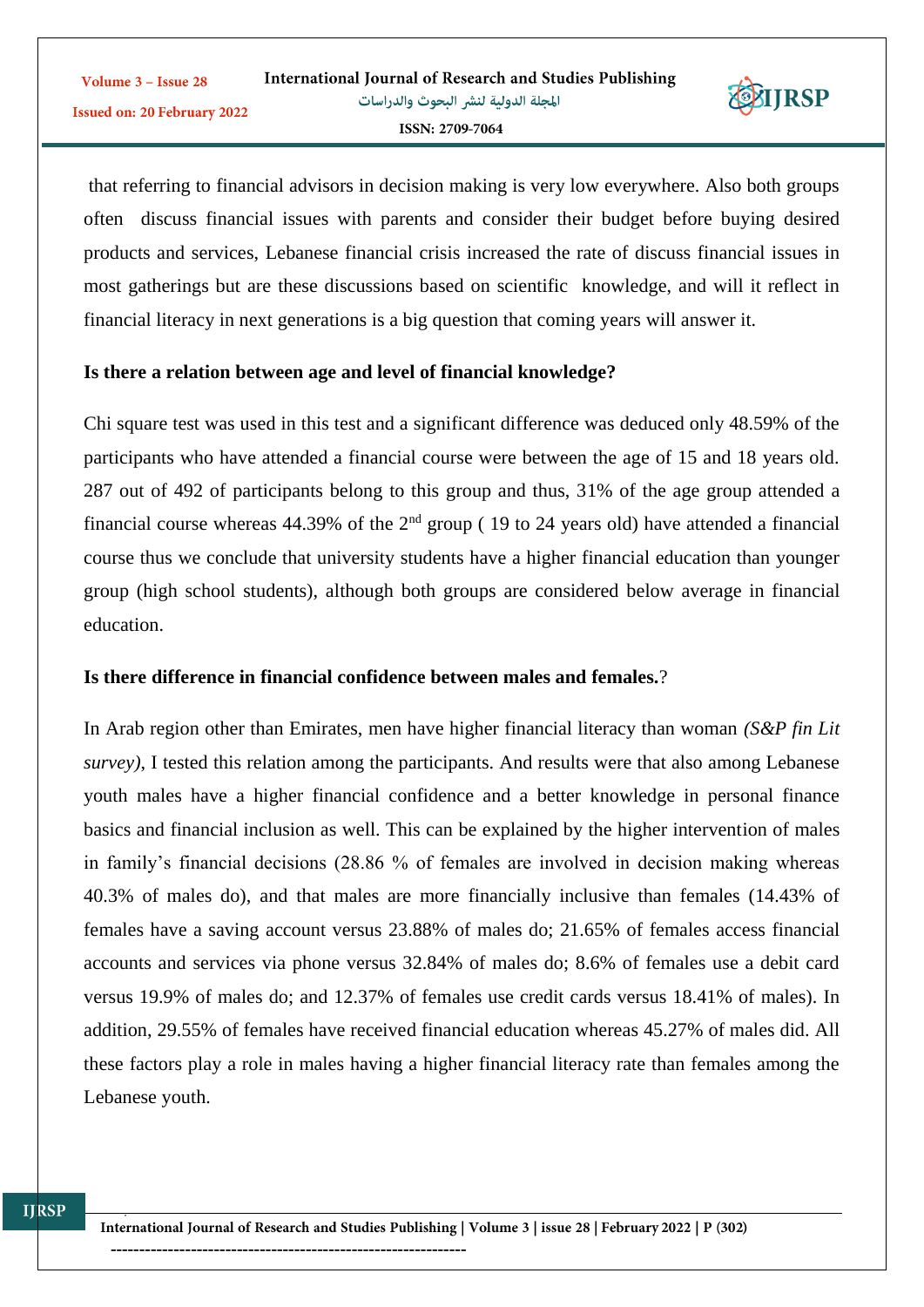that referring to financial advisors in decision making is very low everywhere. Also both groups often discuss financial issues with parents and consider their budget before buying desired products and services, Lebanese financial crisis increased the rate of discuss financial issues in most gatherings but are these discussions based on scientific knowledge, and will it reflect in financial literacy in next generations is a big question that coming years will answer it.

**Is there a relation between age and level of financial knowledge?**

Chi square test was used in this test and a significant difference was deduced only 48.59% of the participants who have attended a financial course were between the age of 15 and 18 years old. 287 out of 492 of participants belong to this group and thus, 31% of the age group attended a financial course whereas 44.39% of the 2nd group ( 19 to 24 years old) have attended a financial course thus we conclude that university students have a higher financial education than younger group (high school students), although both groups are considered below average in financial education.

**Is there difference in financial confidence between males and females.**?

In Arab region other than Emirates, men have higher financial literacy than woman *(S&P fin Lit survey)*, I tested this relation among the participants. And results were that also among Lebanese youth males have a higher financial confidence and a better knowledge in personal finance basics and financial inclusion as well. This can be explained by the higher intervention of males in family's financial decisions (28.86 % of females are involved in decision making whereas 40.3% of males do), and that males are more financially inclusive than females (14.43% of females have a saving account versus 23.88% of males do; 21.65% of females access financial accounts and services via phone versus 32.84% of males do; 8.6% of females use a debit card versus 19.9% of males do; and 12.37% of females use credit cards versus 18.41% of males). In addition, 29.55% of females have received financial education whereas 45.27% of males did. All these factors play a role in males having a higher financial literacy rate than females among the Lebanese youth.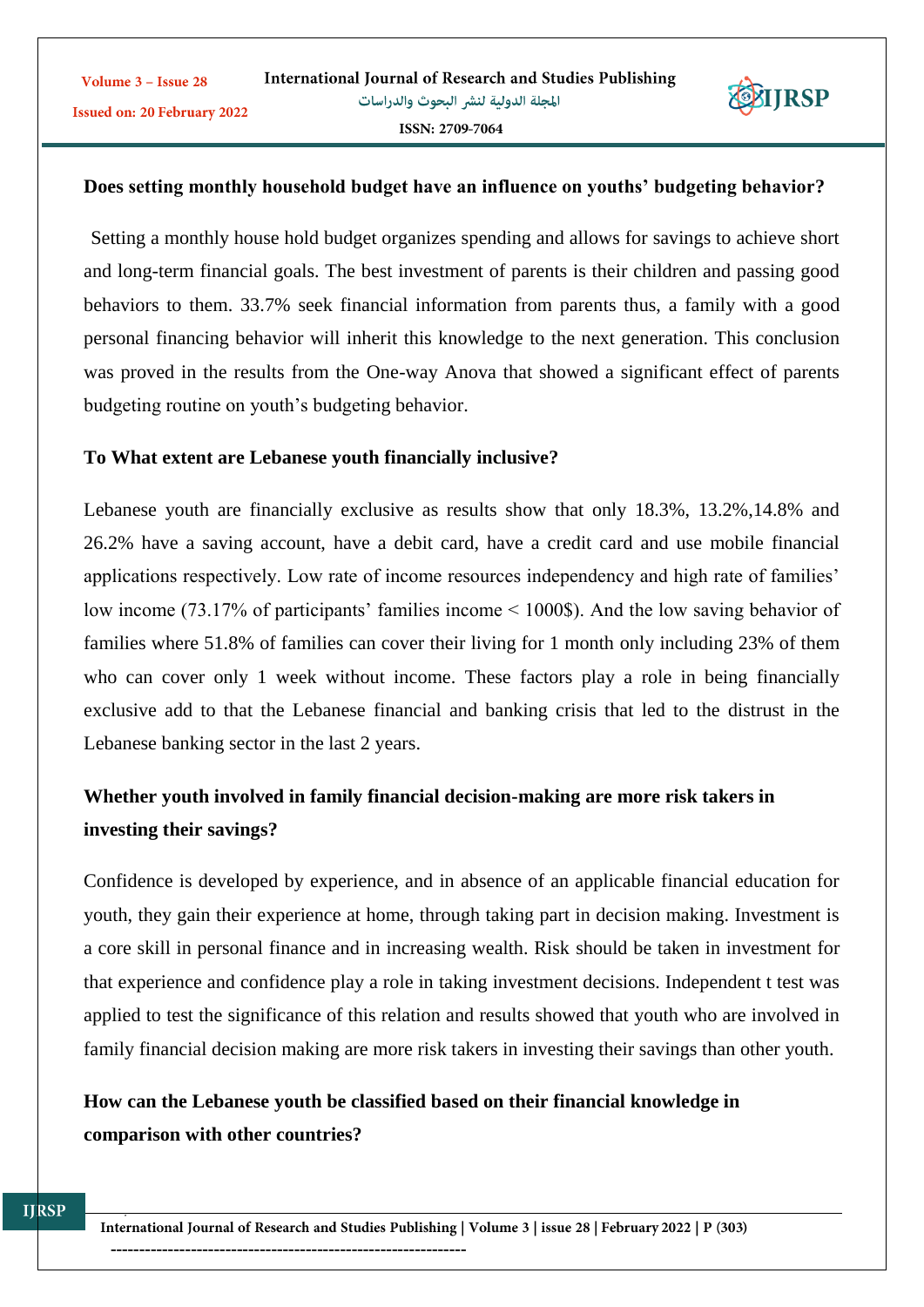**Does setting monthly household budget have an influence on youths' budgeting behavior?**

Setting a monthly house hold budget organizes spending and allows for savings to achieve short and long-term financial goals. The best investment of parents is their children and passing good behaviors to them. 33.7% seek financial information from parents thus, a family with a good personal financing behavior will inherit this knowledge to the next generation. This conclusion was proved in the results from the One-way Anova that showed a significant effect of parents budgeting routine on youth's budgeting behavior.

**To What extent are Lebanese youth financially inclusive?**

Lebanese youth are financially exclusive as results show that only 18.3%, 13.2%,14.8% and 26.2% have a saving account, have a debit card, have a credit card and use mobile financial applications respectively. Low rate of income resources independency and high rate of families' low income (73.17% of participants' families income < 1000$). And the low saving behavior of families where 51.8% of families can cover their living for 1 month only including 23% of them who can cover only 1 week without income. These factors play a role in being financially exclusive add to that the Lebanese financial and banking crisis that led to the distrust in the Lebanese banking sector in the last 2 years.

**Whether youth involved in family financial decision-making are more risk takers in investing their savings?**

Confidence is developed by experience, and in absence of an applicable financial education for youth, they gain their experience at home, through taking part in decision making. Investment is a core skill in personal finance and in increasing wealth. Risk should be taken in investment for that experience and confidence play a role in taking investment decisions. Independent t test was applied to test the significance of this relation and results showed that youth who are involved in family financial decision making are more risk takers in investing their savings than other youth.

**How can the Lebanese youth be classified based on their financial knowledge in comparison with other countries?**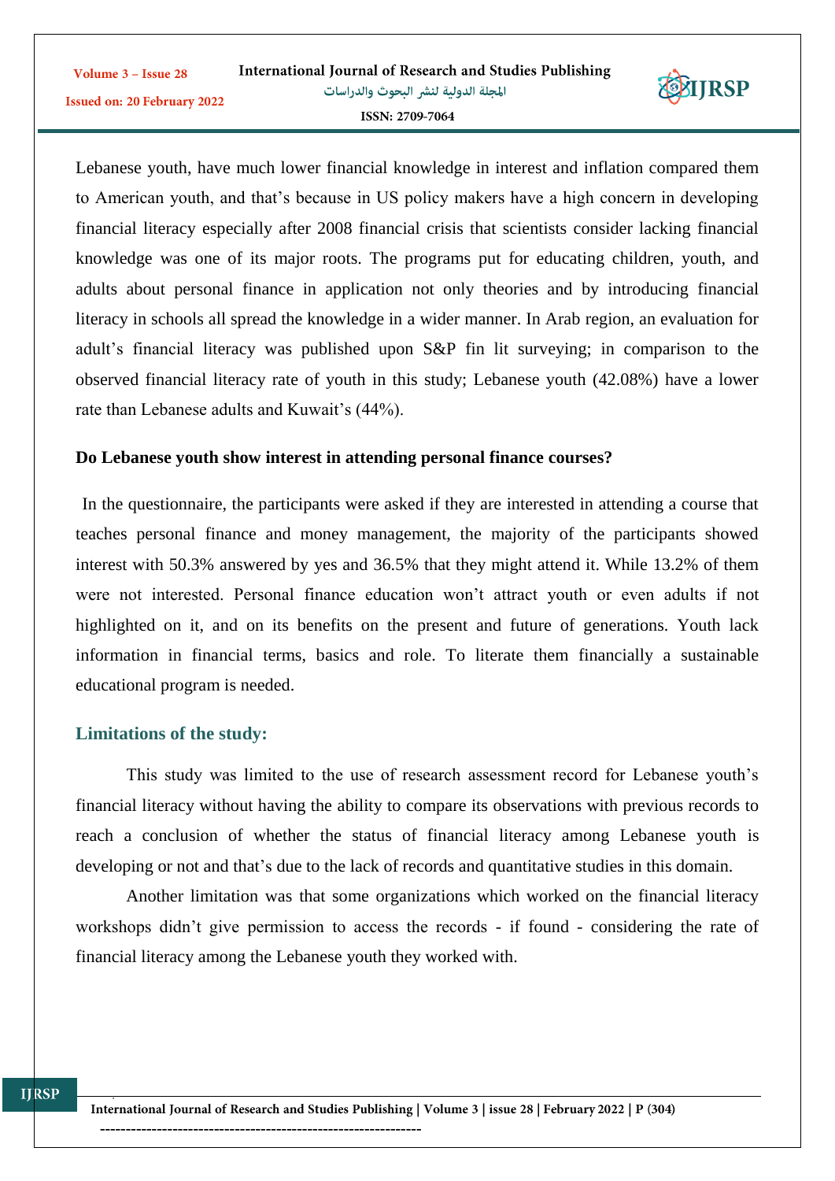Lebanese youth, have much lower financial knowledge in interest and inflation compared them to American youth, and that's because in US policy makers have a high concern in developing financial literacy especially after 2008 financial crisis that scientists consider lacking financial knowledge was one of its major roots. The programs put for educating children, youth, and adults about personal finance in application not only theories and by introducing financial literacy in schools all spread the knowledge in a wider manner. In Arab region, an evaluation for adult's financial literacy was published upon S&P fin lit surveying; in comparison to the observed financial literacy rate of youth in this study; Lebanese youth (42.08%) have a lower rate than Lebanese adults and Kuwait's (44%).

**Do Lebanese youth show interest in attending personal finance courses?**

In the questionnaire, the participants were asked if they are interested in attending a course that teaches personal finance and money management, the majority of the participants showed interest with 50.3% answered by yes and 36.5% that they might attend it. While 13.2% of them were not interested. Personal finance education won't attract youth or even adults if not highlighted on it, and on its benefits on the present and future of generations. Youth lack information in financial terms, basics and role. To literate them financially a sustainable educational program is needed.

## Limitations of the study:

This study was limited to the use of research assessment record for Lebanese youth's financial literacy without having the ability to compare its observations with previous records to reach a conclusion of whether the status of financial literacy among Lebanese youth is developing or not and that's due to the lack of records and quantitative studies in this domain.

Another limitation was that some organizations which worked on the financial literacy workshops didn't give permission to access the records - if found - considering the rate of financial literacy among the Lebanese youth they worked with.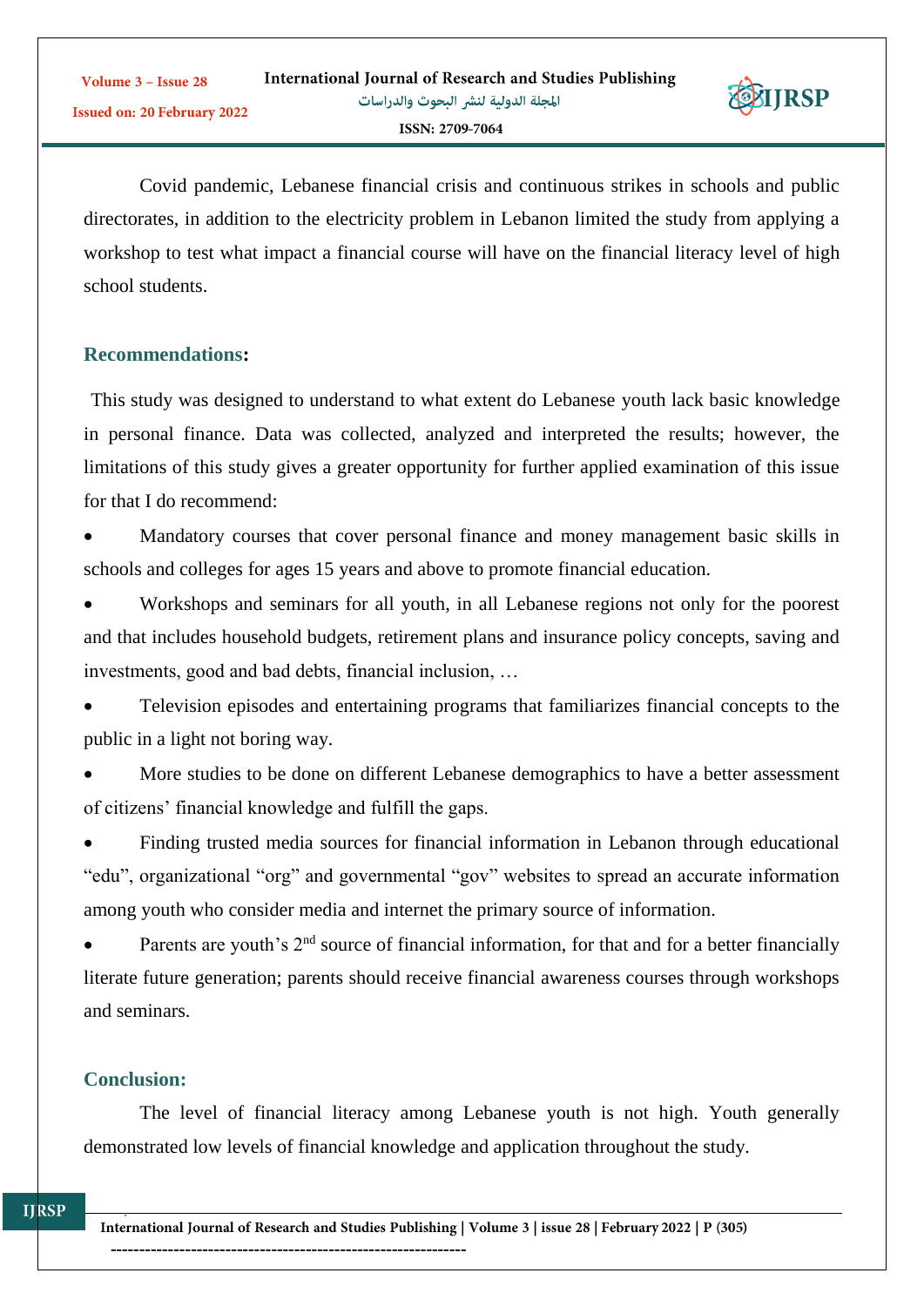Covid pandemic, Lebanese financial crisis and continuous strikes in schools and public directorates, in addition to the electricity problem in Lebanon limited the study from applying a workshop to test what impact a financial course will have on the financial literacy level of high school students.

## Recommendations:

This study was designed to understand to what extent do Lebanese youth lack basic knowledge in personal finance. Data was collected, analyzed and interpreted the results; however, the limitations of this study gives a greater opportunity for further applied examination of this issue for that I do recommend:

- Mandatory courses that cover personal finance and money management basic skills in schools and colleges for ages 15 years and above to promote financial education.
- Workshops and seminars for all youth, in all Lebanese regions not only for the poorest and that includes household budgets, retirement plans and insurance policy concepts, saving and investments, good and bad debts, financial inclusion, …
- Television episodes and entertaining programs that familiarizes financial concepts to the public in a light not boring way.
- More studies to be done on different Lebanese demographics to have a better assessment of citizens' financial knowledge and fulfill the gaps.
- Finding trusted media sources for financial information in Lebanon through educational "edu", organizational "org" and governmental "gov" websites to spread an accurate information among youth who consider media and internet the primary source of information.
- Parents are youth's 2nd source of financial information, for that and for a better financially literate future generation; parents should receive financial awareness courses through workshops and seminars.

## Conclusion:

The level of financial literacy among Lebanese youth is not high. Youth generally demonstrated low levels of financial knowledge and application throughout the study.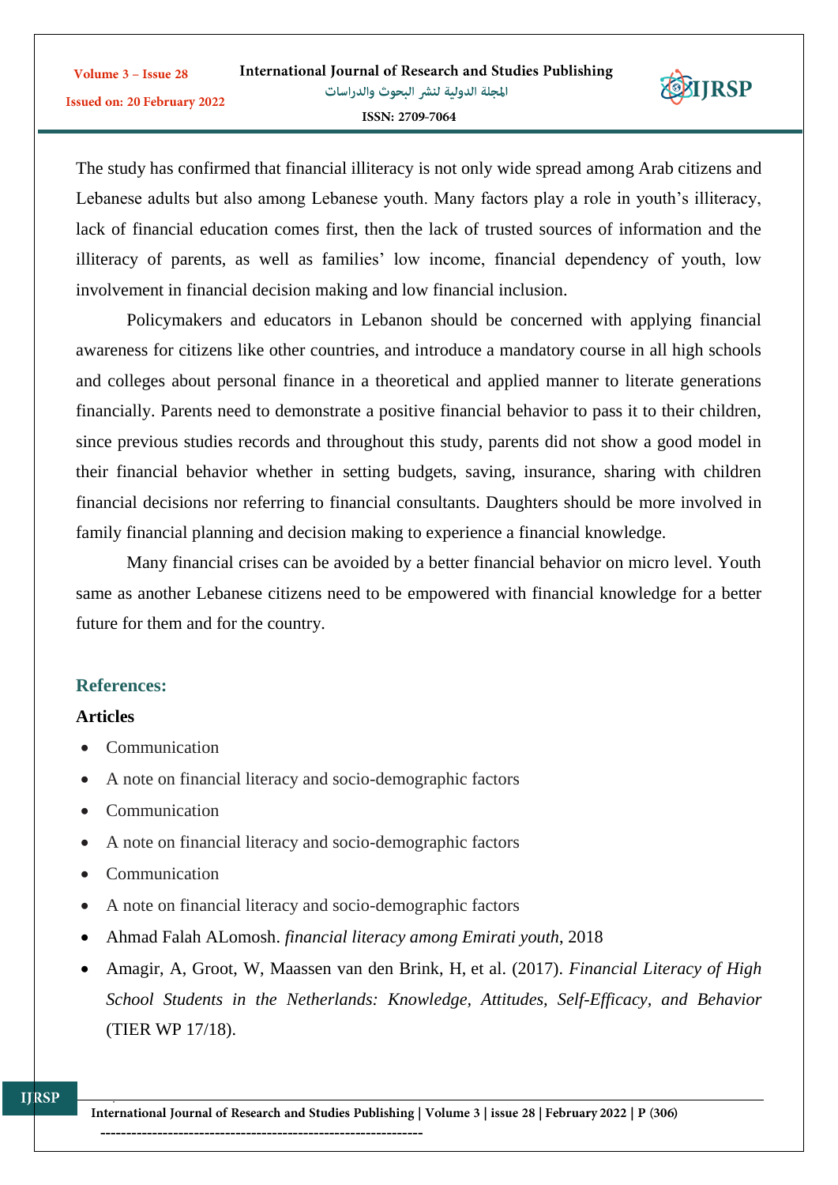The study has confirmed that financial illiteracy is not only wide spread among Arab citizens and Lebanese adults but also among Lebanese youth. Many factors play a role in youth's illiteracy, lack of financial education comes first, then the lack of trusted sources of information and the illiteracy of parents, as well as families' low income, financial dependency of youth, low involvement in financial decision making and low financial inclusion.

Policymakers and educators in Lebanon should be concerned with applying financial awareness for citizens like other countries, and introduce a mandatory course in all high schools and colleges about personal finance in a theoretical and applied manner to literate generations financially. Parents need to demonstrate a positive financial behavior to pass it to their children, since previous studies records and throughout this study, parents did not show a good model in their financial behavior whether in setting budgets, saving, insurance, sharing with children financial decisions nor referring to financial consultants. Daughters should be more involved in family financial planning and decision making to experience a financial knowledge.

Many financial crises can be avoided by a better financial behavior on micro level. Youth same as another Lebanese citizens need to be empowered with financial knowledge for a better future for them and for the country.

## References:

### Articles

- Communication
- A note on financial literacy and socio-demographic factors
- Communication
- A note on financial literacy and socio-demographic factors
- Communication
- A note on financial literacy and socio-demographic factors
- Ahmad Falah ALomosh. *financial literacy among Emirati youth*, 2018
- Amagir, A, Groot, W, Maassen van den Brink, H, et al. (2017). *Financial Literacy of High School Students in the Netherlands: Knowledge, Attitudes, Self-Efficacy, and Behavior* (TIER WP 17/18).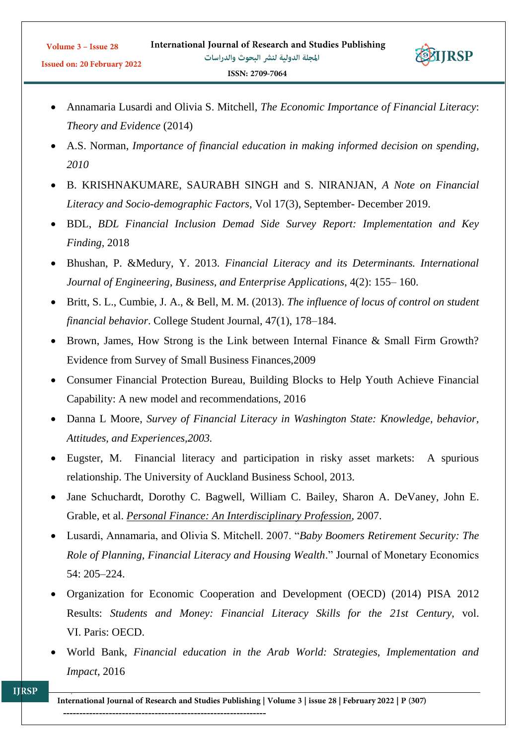- Annamaria Lusardi and Olivia S. Mitchell, *The Economic Importance of Financial Literacy*: *Theory and Evidence* (2014)
- A.S. Norman, *Importance of financial education in making informed decision on spending, 2010*
- B. KRISHNAKUMARE, SAURABH SINGH and S. NIRANJAN, *A Note on Financial Literacy and Socio-demographic Factors*, Vol 17(3), September- December 2019.
- BDL, *BDL Financial Inclusion Demad Side Survey Report: Implementation and Key Finding*, 2018
- Bhushan, P. &Medury, Y. 2013. *Financial Literacy and its Determinants. International Journal of Engineering, Business, and Enterprise Applications*, 4(2): 155– 160.
- Britt, S. L., Cumbie, J. A., & Bell, M. M. (2013). *The influence of locus of control on student financial behavior*. College Student Journal, 47(1), 178–184.
- Brown, James, How Strong is the Link between Internal Finance & Small Firm Growth? Evidence from Survey of Small Business Finances,2009
- Consumer Financial Protection Bureau, Building Blocks to Help Youth Achieve Financial Capability: A new model and recommendations, 2016
- Danna L Moore, *Survey of Financial Literacy in Washington State: Knowledge, behavior, Attitudes, and Experiences,2003.*
- Eugster, M. Financial literacy and participation in risky asset markets: A spurious relationship. The University of Auckland Business School, 2013.
- Jane Schuchardt, Dorothy C. Bagwell, William C. Bailey, Sharon A. DeVaney, John E. Grable, et al. *Personal Finance: An Interdisciplinary Profession*, 2007.
- Lusardi, Annamaria, and Olivia S. Mitchell. 2007. "*Baby Boomers Retirement Security: The Role of Planning, Financial Literacy and Housing Wealth*." Journal of Monetary Economics 54: 205–224.
- Organization for Economic Cooperation and Development (OECD) (2014) PISA 2012 Results: *Students and Money: Financial Literacy Skills for the 21st Century*, vol. VI. Paris: OECD.
- World Bank, *Financial education in the Arab World: Strategies, Implementation and Impact*, 2016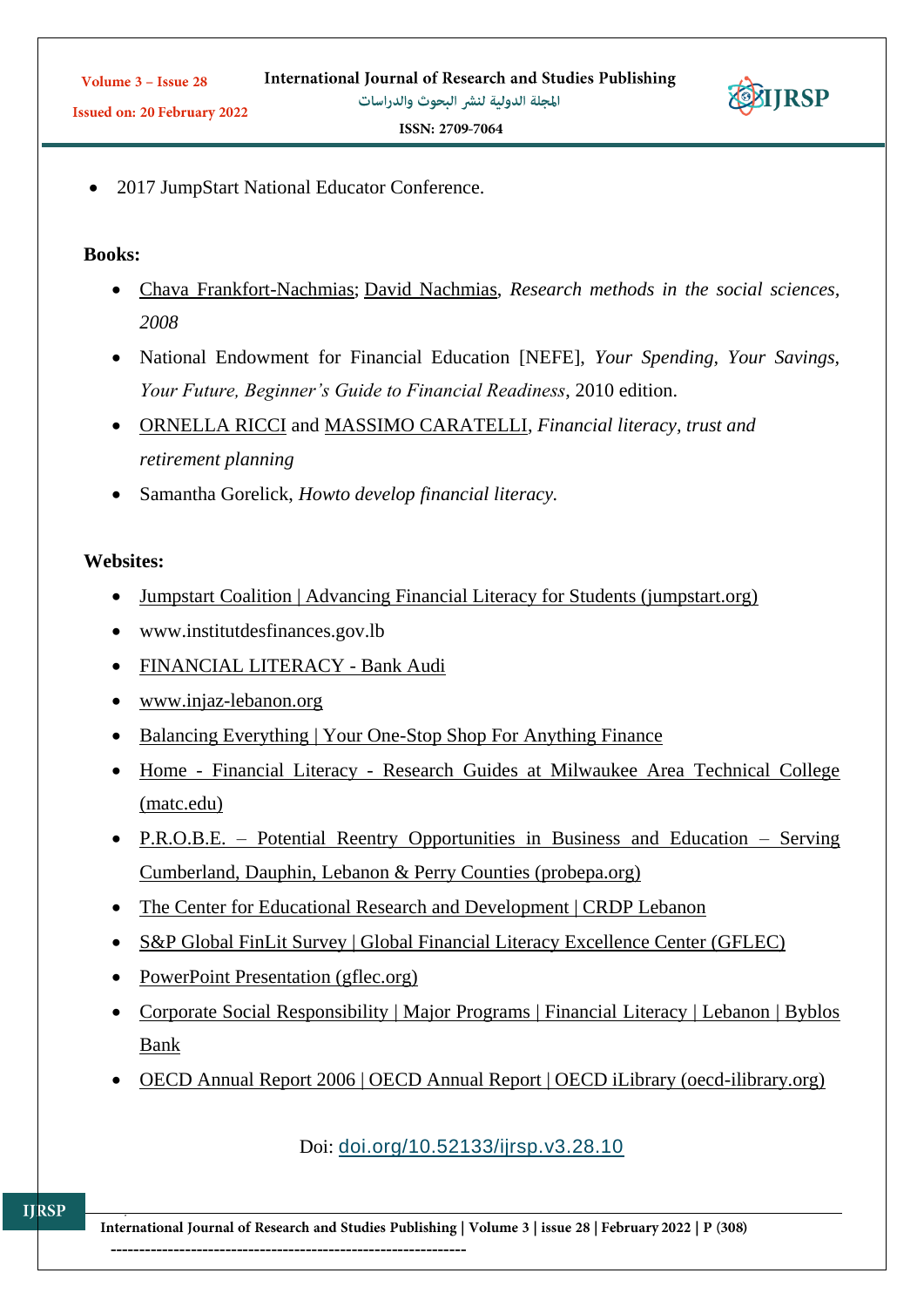- 2017 JumpStart National Educator Conference.

**Books:**

- Chava Frankfort-Nachmias; David Nachmias, *Research methods in the social sciences, 2008*
- National Endowment for Financial Education [NEFE], *Your Spending, Your Savings, Your Future, Beginner's Guide to Financial Readiness*, 2010 edition.
- ORNELLA RICCI and MASSIMO CARATELLI, *Financial literacy, trust and retirement planning*
- Samantha Gorelick, *Howto develop financial literacy.*

**Websites:**

- Jumpstart Coalition | Advancing Financial Literacy for Students (jumpstart.org)
- www.institutdesfinances.gov.lb
- FINANCIAL LITERACY - Bank Audi
- www.injaz-lebanon.org
- Balancing Everything | Your One-Stop Shop For Anything Finance
- Home - Financial Literacy - Research Guides at Milwaukee Area Technical College (matc.edu)
- P.R.O.B.E. – Potential Reentry Opportunities in Business and Education – Serving Cumberland, Dauphin, Lebanon & Perry Counties (probepa.org)
- The Center for Educational Research and Development | CRDP Lebanon
- S&P Global FinLit Survey | Global Financial Literacy Excellence Center (GFLEC)
- PowerPoint Presentation (gflec.org)
- Corporate Social Responsibility | Major Programs | Financial Literacy | Lebanon | Byblos Bank
- OECD Annual Report 2006 | OECD Annual Report | OECD iLibrary (oecd-ilibrary.org)

Doi: doi.org/10.52133/ijrsp.v3.28.10